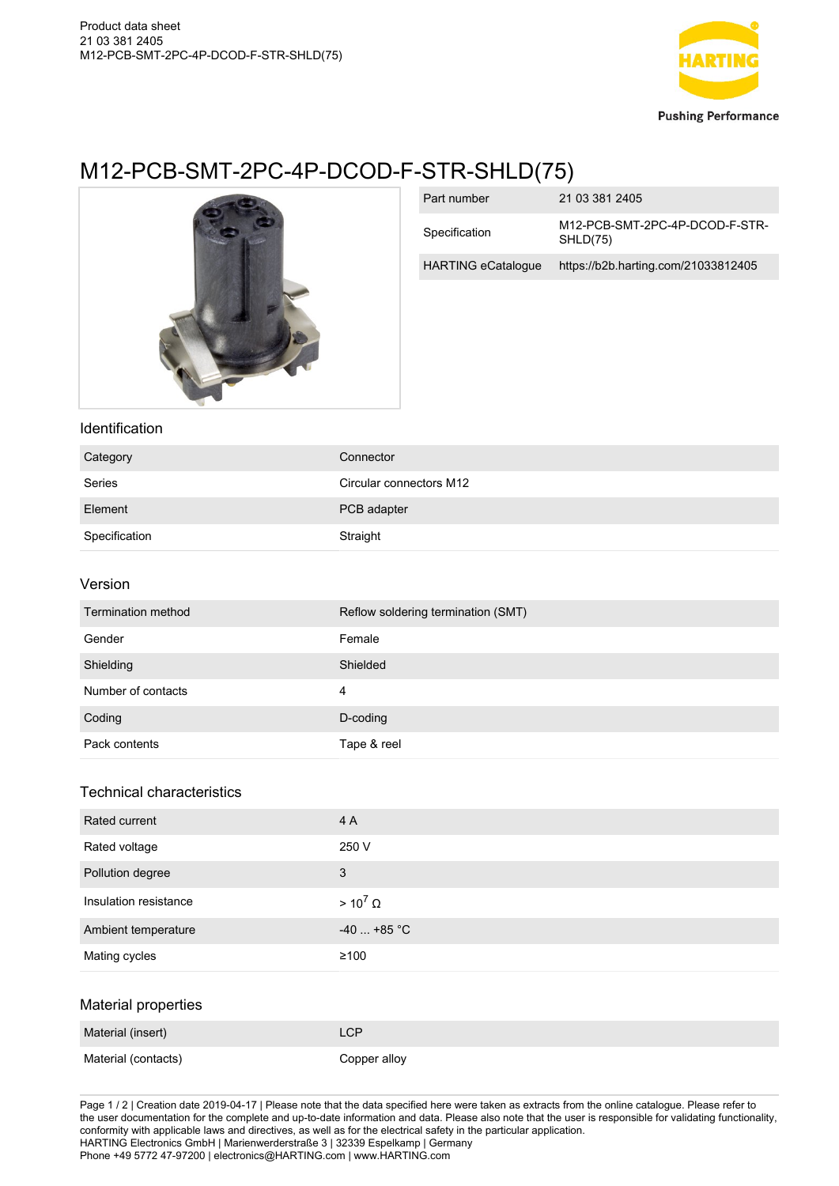Product data sheet
21 03 381 2405
M12-PCB-SMT-2PC-4P-DCOD-F-STR-SHLD(75)

# M12-PCB-SMT-2PC-4P-DCOD-F-STR-SHLD(75)

| | |
|---|---|
| Part number | 21 03 381 2405 |
| Specification | M12-PCB-SMT-2PC-4P-DCOD-F-STR-SHLD(75) |
| HARTING eCatalogue | https://b2b.harting.com/21033812405 |

## Identification

| | |
|---|---|
| Category | Connector |
| Series | Circular connectors M12 |
| Element | PCB adapter |
| Specification | Straight |

## Version

| | |
|---|---|
| Termination method | Reflow soldering termination (SMT) |
| Gender | Female |
| Shielding | Shielded |
| Number of contacts | 4 |
| Coding | D-coding |
| Pack contents | Tape & reel |

## Technical characteristics

| | |
|---|---|
| Rated current | 4 A |
| Rated voltage | 250 V |
| Pollution degree | 3 |
| Insulation resistance | > $10^7$ Ω |
| Ambient temperature | -40 ... +85 °C |
| Mating cycles | ≥100 |

## Material properties

| | |
|---|---|
| Material (insert) | LCP |
| Material (contacts) | Copper alloy |

Creation date 2019-04-17 | Please note that the data specified here were taken as extracts from the online catalogue. Please refer to the user documentation for the complete and up-to-date information and data. Please also note that the user is responsible for validating functionality, conformity with applicable laws and directives, as well as for the electrical safety in the particular application.
HARTING Electronics GmbH | Marienwerderstraße 3 | 32339 Espelkamp | Germany
Phone +49 5772 47-97200 | electronics@HARTING.com | www.HARTING.com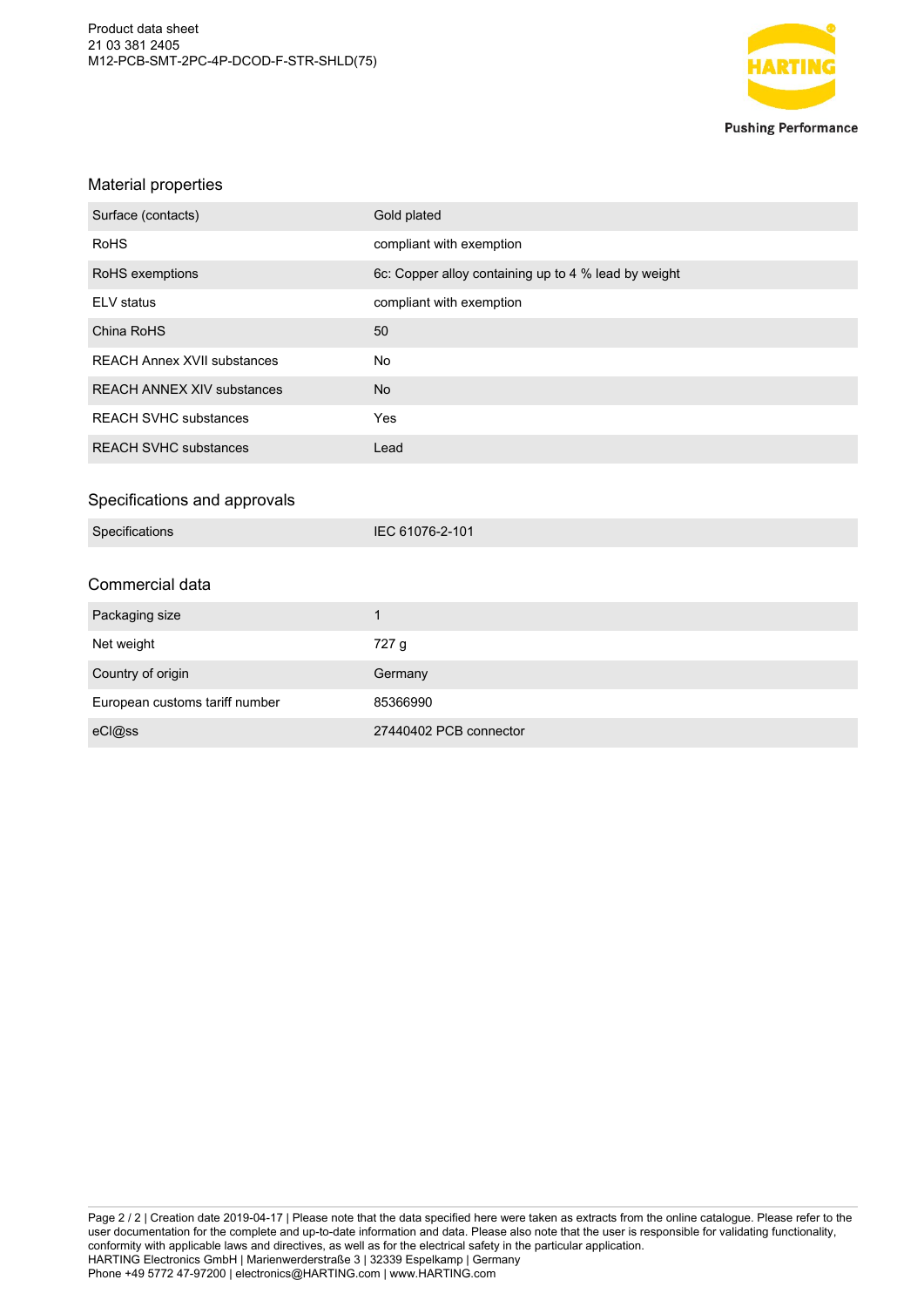## Material properties

| | |
|---|---|
| Surface (contacts) | Gold plated |
| RoHS | compliant with exemption |
| RoHS exemptions | 6c: Copper alloy containing up to 4 % lead by weight |
| ELV status | compliant with exemption |
| China RoHS | 50 |
| REACH Annex XVII substances | No |
| REACH ANNEX XIV substances | No |
| REACH SVHC substances | Yes |
| REACH SVHC substances | Lead |

## Specifications and approvals

| | |
|---|---|
| Specifications | IEC 61076-2-101 |

## Commercial data

| | |
|---|---|
| Packaging size | 1 |
| Net weight | 727 g |
| Country of origin | Germany |
| European customs tariff number | 85366990 |
| eCl@ss | 27440402 PCB connector |

Creation date 2019-04-17 | Please note that the data specified here were taken as extracts from the online catalogue. Please refer to the user documentation for the complete and up-to-date information and data. Please also note that the user is responsible for validating functionality, conformity with applicable laws and directives, as well as for the electrical safety in the particular application.
HARTING Electronics GmbH | Marienwerderstraße 3 | 32339 Espelkamp | Germany
Phone +49 5772 47-97200 | electronics@HARTING.com | www.HARTING.com